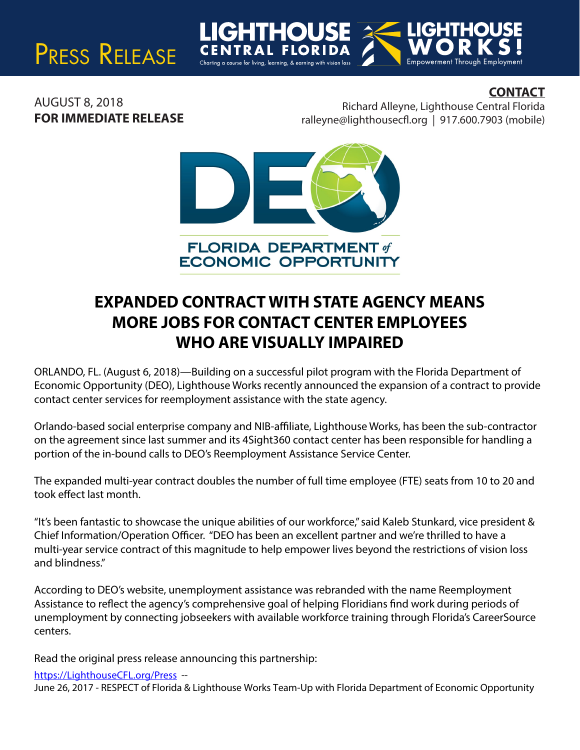PRESS RELEASE

LIGHTHOUSE CENTRAL FLORIDA — Charting a course for living, learning, & earning with vision loss

LIGHTHOUSE WORKS! — Empowerment Through Employment

AUGUST 8, 2018
**FOR IMMEDIATE RELEASE**

**CONTACT**
Richard Alleyne, Lighthouse Central Florida
ralleyne@lighthousecfl.org | 917.600.7903 (mobile)

FLORIDA DEPARTMENT of ECONOMIC OPPORTUNITY

# EXPANDED CONTRACT WITH STATE AGENCY MEANS MORE JOBS FOR CONTACT CENTER EMPLOYEES WHO ARE VISUALLY IMPAIRED

ORLANDO, FL. (August 6, 2018)—Building on a successful pilot program with the Florida Department of Economic Opportunity (DEO), Lighthouse Works recently announced the expansion of a contract to provide contact center services for reemployment assistance with the state agency.

Orlando-based social enterprise company and NIB-affiliate, Lighthouse Works, has been the sub-contractor on the agreement since last summer and its 4Sight360 contact center has been responsible for handling a portion of the in-bound calls to DEO's Reemployment Assistance Service Center.

The expanded multi-year contract doubles the number of full time employee (FTE) seats from 10 to 20 and took effect last month.

"It's been fantastic to showcase the unique abilities of our workforce," said Kaleb Stunkard, vice president & Chief Information/Operation Officer. "DEO has been an excellent partner and we're thrilled to have a multi-year service contract of this magnitude to help empower lives beyond the restrictions of vision loss and blindness."

According to DEO's website, unemployment assistance was rebranded with the name Reemployment Assistance to reflect the agency's comprehensive goal of helping Floridians find work during periods of unemployment by connecting jobseekers with available workforce training through Florida's CareerSource centers.

Read the original press release announcing this partnership:

https://LighthouseCFL.org/Press --
June 26, 2017 - RESPECT of Florida & Lighthouse Works Team-Up with Florida Department of Economic Opportunity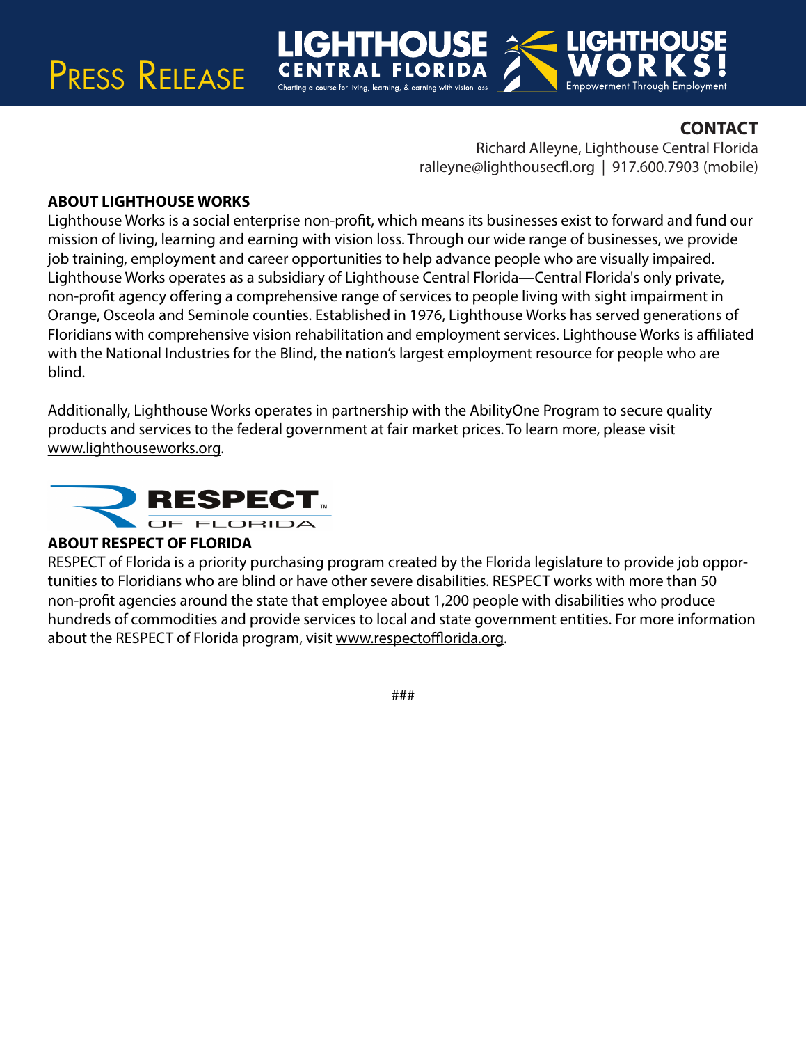# PRESS RELEASE

LIGHTHOUSE CENTRAL FLORIDA
Charting a course for living, learning, & earning with vision loss

LIGHTHOUSE WORKS!
Empowerment Through Employment

**CONTACT**
Richard Alleyne, Lighthouse Central Florida
ralleyne@lighthousecfl.org | 917.600.7903 (mobile)

**ABOUT LIGHTHOUSE WORKS**

Lighthouse Works is a social enterprise non-profit, which means its businesses exist to forward and fund our mission of living, learning and earning with vision loss. Through our wide range of businesses, we provide job training, employment and career opportunities to help advance people who are visually impaired. Lighthouse Works operates as a subsidiary of Lighthouse Central Florida—Central Florida's only private, non-profit agency offering a comprehensive range of services to people living with sight impairment in Orange, Osceola and Seminole counties. Established in 1976, Lighthouse Works has served generations of Floridians with comprehensive vision rehabilitation and employment services. Lighthouse Works is affiliated with the National Industries for the Blind, the nation's largest employment resource for people who are blind.

Additionally, Lighthouse Works operates in partnership with the AbilityOne Program to secure quality products and services to the federal government at fair market prices. To learn more, please visit www.lighthouseworks.org.

RESPECT™ OF FLORIDA

**ABOUT RESPECT OF FLORIDA**

RESPECT of Florida is a priority purchasing program created by the Florida legislature to provide job opportunities to Floridians who are blind or have other severe disabilities. RESPECT works with more than 50 non-profit agencies around the state that employee about 1,200 people with disabilities who produce hundreds of commodities and provide services to local and state government entities. For more information about the RESPECT of Florida program, visit www.respectofflorida.org.

###